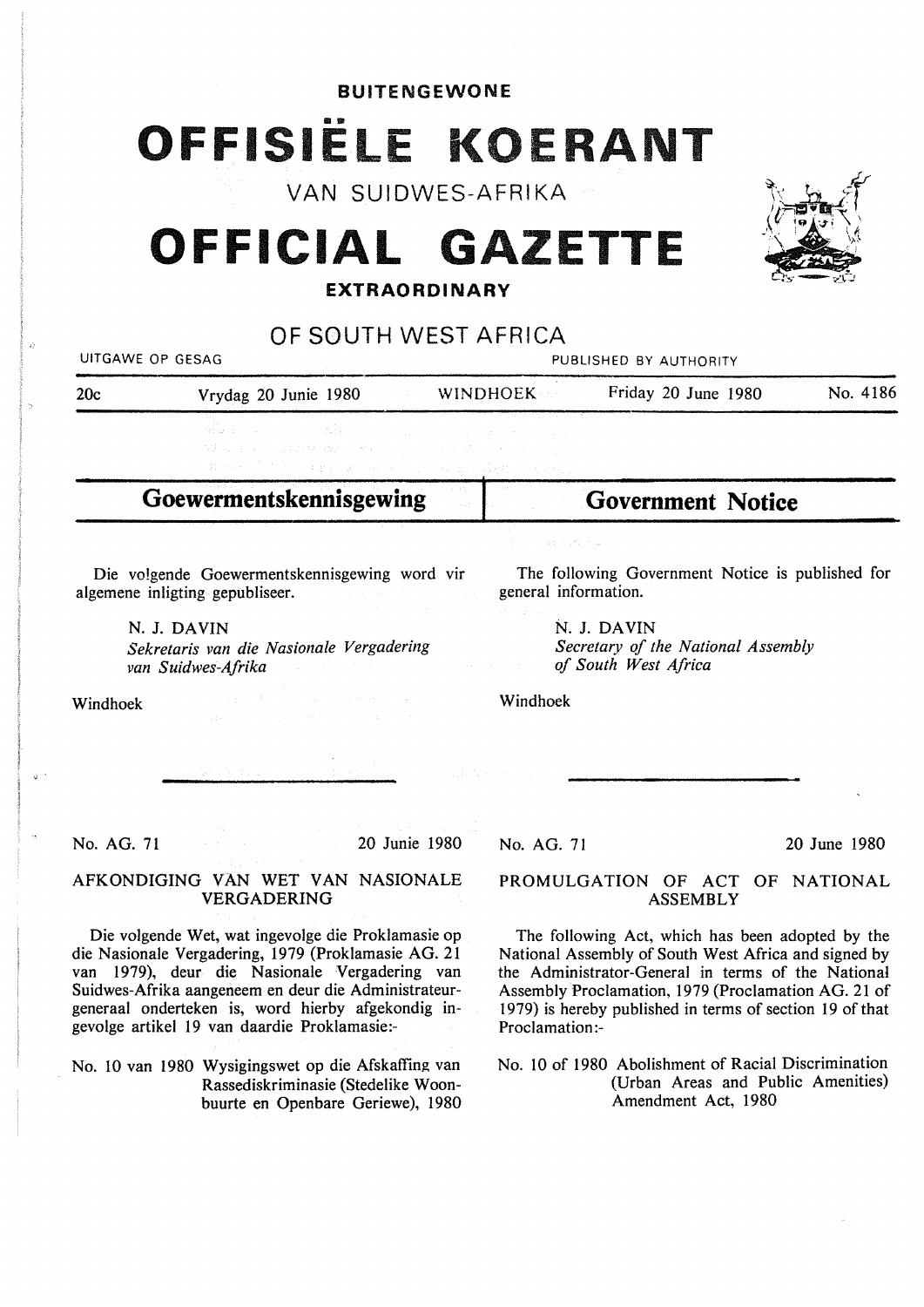**BUITENGEWONE**

# OFFISIËLE KOERANT

VAN SUIDWES-AFRIKA

# OFFICIAL GAZETTE

**EXTRAORDINARY**

OF SOUTH WEST AFRICA

UITGAWE OP GESAG — PUBLISHED BY AUTHORITY

20c — Vrydag 20 Junie 1980 — WINDHOEK — Friday 20 June 1980 — No. 4186

## Goewermentskennisgewing

Die volgende Goewermentskennisgewing word vir algemene inligting gepubliseer.

N. J. DAVIN
*Sekretaris van die Nasionale Vergadering van Suidwes-Afrika*

Windhoek

No. AG. 71 — 20 Junie 1980

### AFKONDIGING VAN WET VAN NASIONALE VERGADERING

Die volgende Wet, wat ingevolge die Proklamasie op die Nasionale Vergadering, 1979 (Proklamasie AG. 21 van 1979), deur die Nasionale Vergadering van Suidwes-Afrika aangeneem en deur die Administrateur-generaal onderteken is, word hierby afgekondig ingevolge artikel 19 van daardie Proklamasie:-

No. 10 van 1980 Wysigingswet op die Afskaffing van Rassediskriminasie (Stedelike Woonbuurte en Openbare Geriewe), 1980

## Government Notice

The following Government Notice is published for general information.

N. J. DAVIN
*Secretary of the National Assembly of South West Africa*

Windhoek

No. AG. 71 — 20 June 1980

### PROMULGATION OF ACT OF NATIONAL ASSEMBLY

The following Act, which has been adopted by the National Assembly of South West Africa and signed by the Administrator-General in terms of the National Assembly Proclamation, 1979 (Proclamation AG. 21 of 1979) is hereby published in terms of section 19 of that Proclamation:-

No. 10 of 1980 Abolishment of Racial Discrimination (Urban Areas and Public Amenities) Amendment Act, 1980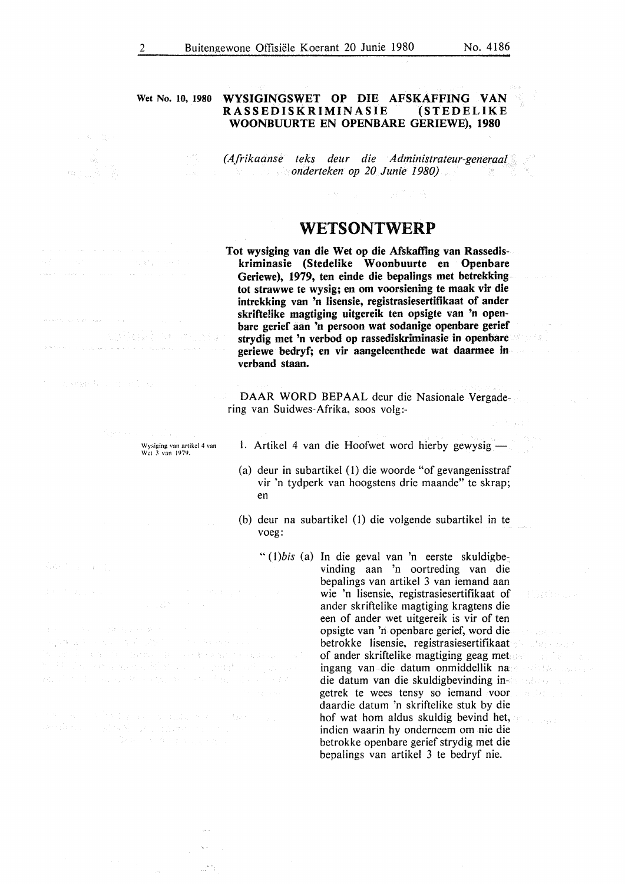**Wet No. 10, 1980**

## WYSIGINGSWET OP DIE AFSKAFFING VAN RASSEDISKRIMINASIE (STEDELIKE WOONBUURTE EN OPENBARE GERIEWE), 1980

*(Afrikaanse teks deur die Administrateur-generaal onderteken op 20 Junie 1980)*

# WETSONTWERP

**Tot wysiging van die Wet op die Afskaffing van Rassediskriminasie (Stedelike Woonbuurte en Openbare Geriewe), 1979, ten einde die bepalings met betrekking tot strawwe te wysig; en om voorsiening te maak vir die intrekking van 'n lisensie, registrasiesertifikaat of ander skriftelike magtiging uitgereik ten opsigte van 'n openbare gerief aan 'n persoon wat sodanige openbare gerief strydig met 'n verbod op rassediskriminasie in openbare geriewe bedryf; en vir aangeleenthede wat daarmee in verband staan.**

DAAR WORD BEPAAL deur die Nasionale Vergadering van Suidwes-Afrika, soos volg:-

Wysiging van artikel 4 van Wet 3 van 1979.

1. Artikel 4 van die Hoofwet word hierby gewysig —

(a) deur in subartikel (1) die woorde "of gevangenisstraf vir 'n tydperk van hoogstens drie maande" te skrap; en

(b) deur na subartikel (1) die volgende subartikel in te voeg:

"(1)*bis* (a) In die geval van 'n eerste skuldigbevinding aan 'n oortreding van die bepalings van artikel 3 van iemand aan wie 'n lisensie, registrasiesertifikaat of ander skriftelike magtiging kragtens die een of ander wet uitgereik is vir of ten opsigte van 'n openbare gerief, word die betrokke lisensie, registrasiesertifikaat of ander skriftelike magtiging geag met ingang van die datum onmiddellik na die datum van die skuldigbevinding ingetrek te wees tensy so iemand voor daardie datum 'n skriftelike stuk by die hof wat hom aldus skuldig bevind het, indien waarin hy onderneem om nie die betrokke openbare gerief strydig met die bepalings van artikel 3 te bedryf nie.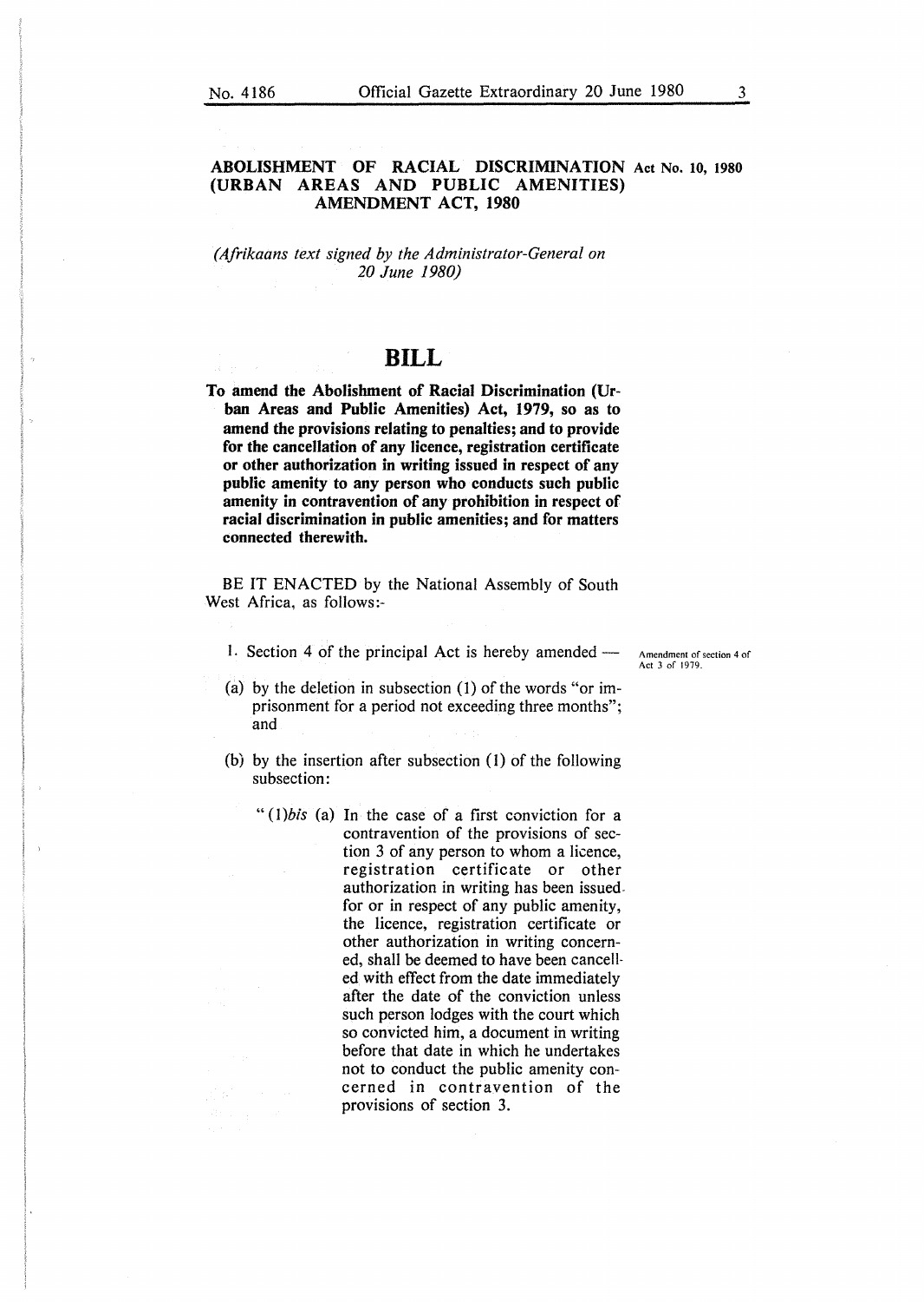## ABOLISHMENT OF RACIAL DISCRIMINATION (URBAN AREAS AND PUBLIC AMENITIES) AMENDMENT ACT, 1980

**Act No. 10, 1980**

*(Afrikaans text signed by the Administrator-General on 20 June 1980)*

# BILL

**To amend the Abolishment of Racial Discrimination (Urban Areas and Public Amenities) Act, 1979, so as to amend the provisions relating to penalties; and to provide for the cancellation of any licence, registration certificate or other authorization in writing issued in respect of any public amenity to any person who conducts such public amenity in contravention of any prohibition in respect of racial discrimination in public amenities; and for matters connected therewith.**

BE IT ENACTED by the National Assembly of South West Africa, as follows:-

Amendment of section 4 of Act 3 of 1979.

1. Section 4 of the principal Act is hereby amended —

(a) by the deletion in subsection (1) of the words "or imprisonment for a period not exceeding three months"; and

(b) by the insertion after subsection (1) of the following subsection:

"(1)*bis* (a) In the case of a first conviction for a contravention of the provisions of section 3 of any person to whom a licence, registration certificate or other authorization in writing has been issued for or in respect of any public amenity, the licence, registration certificate or other authorization in writing concerned, shall be deemed to have been cancelled with effect from the date immediately after the date of the conviction unless such person lodges with the court which so convicted him, a document in writing before that date in which he undertakes not to conduct the public amenity concerned in contravention of the provisions of section 3.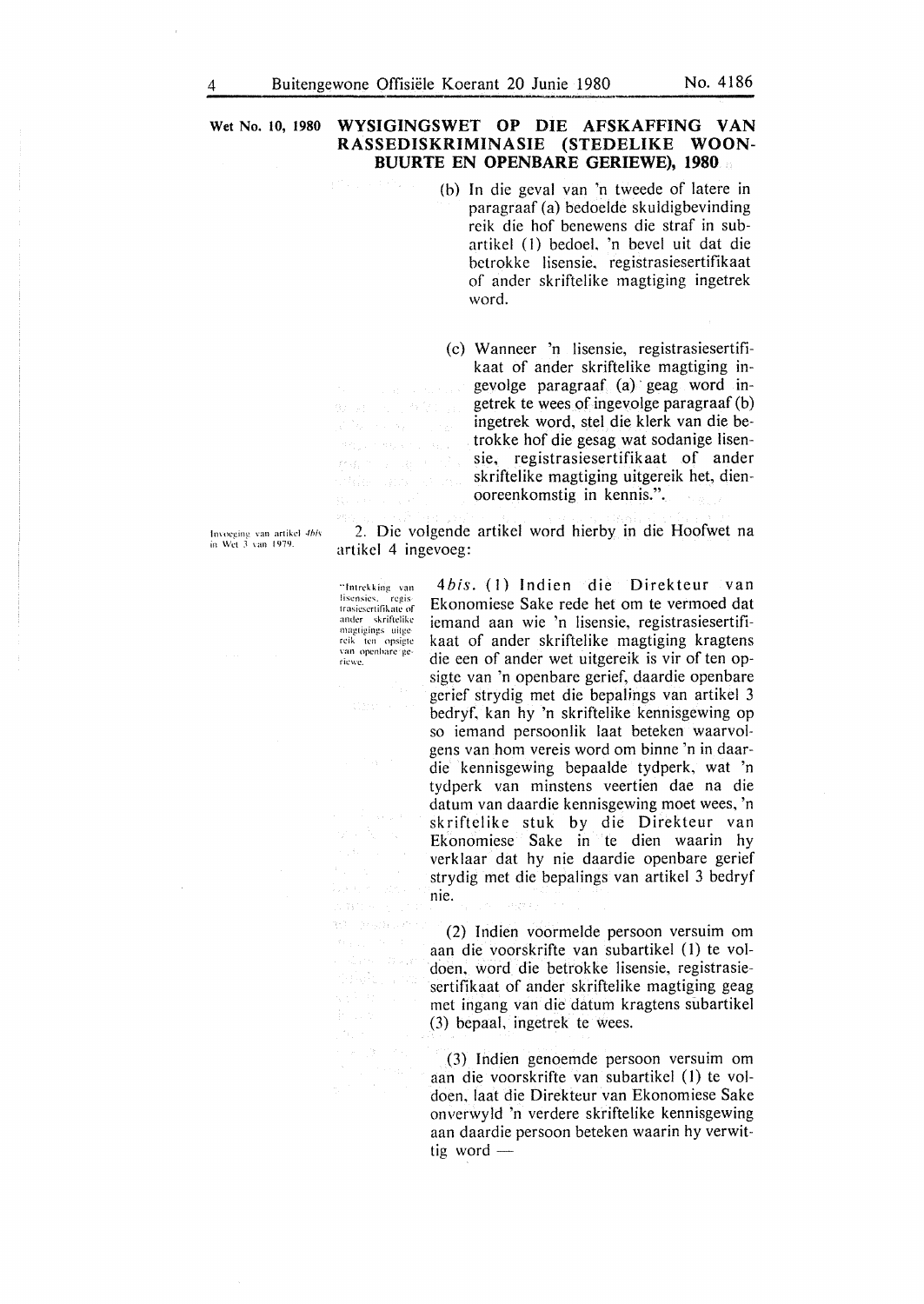**Wet No. 10, 1980**

## WYSIGINGSWET OP DIE AFSKAFFING VAN RASSEDISKRIMINASIE (STEDELIKE WOONBUURTE EN OPENBARE GERIEWE), 1980

(b) In die geval van 'n tweede of latere in paragraaf (a) bedoelde skuldigbevinding reik die hof benewens die straf in subartikel (1) bedoel, 'n bevel uit dat die betrokke lisensie, registrasiesertifikaat of ander skriftelike magtiging ingetrek word.

(c) Wanneer 'n lisensie, registrasiesertifikaat of ander skriftelike magtiging ingevolge paragraaf (a) geag word ingetrek te wees of ingevolge paragraaf (b) ingetrek word, stel die klerk van die betrokke hof die gesag wat sodanige lisensie, registrasiesertifikaat of ander skriftelike magtiging uitgereik het, dienooreenkomstig in kennis.".

*Invoeging van artikel 4bis in Wet 3 van 1979.*

2. Die volgende artikel word hierby in die Hoofwet na artikel 4 ingevoeg:

*"Intrekking van lisensies, registrasiesertifikate of ander skriftelike magtigings uitgereik ten opsigte van openbare geriewe.*

4*bis*. (1) Indien die Direkteur van Ekonomiese Sake rede het om te vermoed dat iemand aan wie 'n lisensie, registrasiesertifikaat of ander skriftelike magtiging kragtens die een of ander wet uitgereik is vir of ten opsigte van 'n openbare gerief, daardie openbare gerief strydig met die bepalings van artikel 3 bedryf, kan hy 'n skriftelike kennisgewing op so iemand persoonlik laat beteken waarvolgens van hom vereis word om binne 'n in daardie kennisgewing bepaalde tydperk, wat 'n tydperk van minstens veertien dae na die datum van daardie kennisgewing moet wees, 'n skriftelike stuk by die Direkteur van Ekonomiese Sake in te dien waarin hy verklaar dat hy nie daardie openbare gerief strydig met die bepalings van artikel 3 bedryf nie.

(2) Indien voormelde persoon versuim om aan die voorskrifte van subartikel (1) te voldoen, word die betrokke lisensie, registrasiesertifikaat of ander skriftelike magtiging geag met ingang van die datum kragtens subartikel (3) bepaal, ingetrek te wees.

(3) Indien genoemde persoon versuim om aan die voorskrifte van subartikel (1) te voldoen, laat die Direkteur van Ekonomiese Sake onverwyld 'n verdere skriftelike kennisgewing aan daardie persoon beteken waarin hy verwittig word —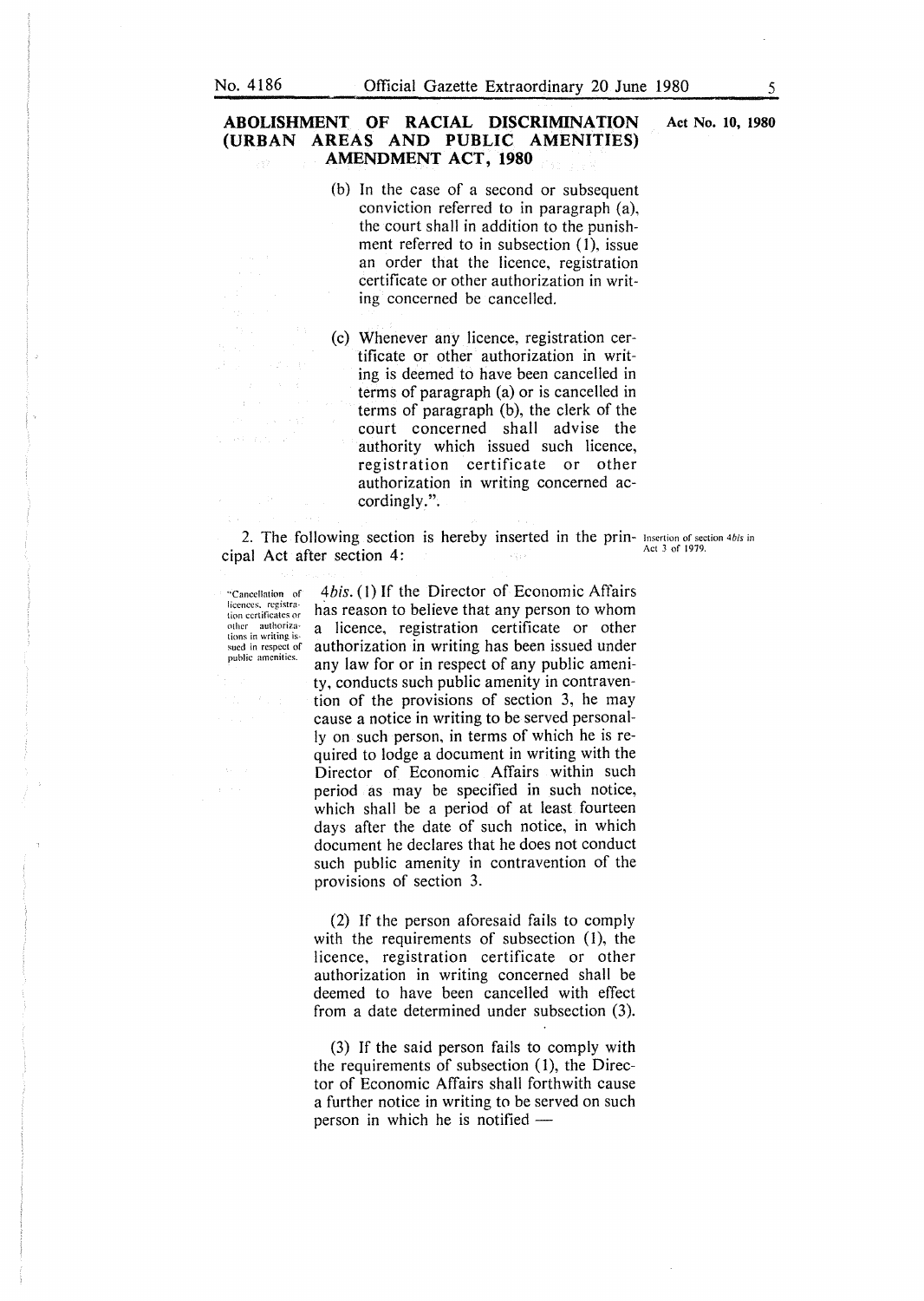**ABOLISHMENT OF RACIAL DISCRIMINATION (URBAN AREAS AND PUBLIC AMENITIES) AMENDMENT ACT, 1980**

**Act No. 10, 1980**

(b) In the case of a second or subsequent conviction referred to in paragraph (a), the court shall in addition to the punishment referred to in subsection (1), issue an order that the licence, registration certificate or other authorization in writing concerned be cancelled.

(c) Whenever any licence, registration certificate or other authorization in writing is deemed to have been cancelled in terms of paragraph (a) or is cancelled in terms of paragraph (b), the clerk of the court concerned shall advise the authority which issued such licence, registration certificate or other authorization in writing concerned accordingly.".

Insertion of section 4*bis* in Act 3 of 1979.

2. The following section is hereby inserted in the principal Act after section 4:

"Cancellation of licences, registration certificates or other authorizations in writing issued in respect of public amenities.

4*bis*. (1) If the Director of Economic Affairs has reason to believe that any person to whom a licence, registration certificate or other authorization in writing has been issued under any law for or in respect of any public amenity, conducts such public amenity in contravention of the provisions of section 3, he may cause a notice in writing to be served personally on such person, in terms of which he is required to lodge a document in writing with the Director of Economic Affairs within such period as may be specified in such notice, which shall be a period of at least fourteen days after the date of such notice, in which document he declares that he does not conduct such public amenity in contravention of the provisions of section 3.

(2) If the person aforesaid fails to comply with the requirements of subsection (1), the licence, registration certificate or other authorization in writing concerned shall be deemed to have been cancelled with effect from a date determined under subsection (3).

(3) If the said person fails to comply with the requirements of subsection (1), the Director of Economic Affairs shall forthwith cause a further notice in writing to be served on such person in which he is notified —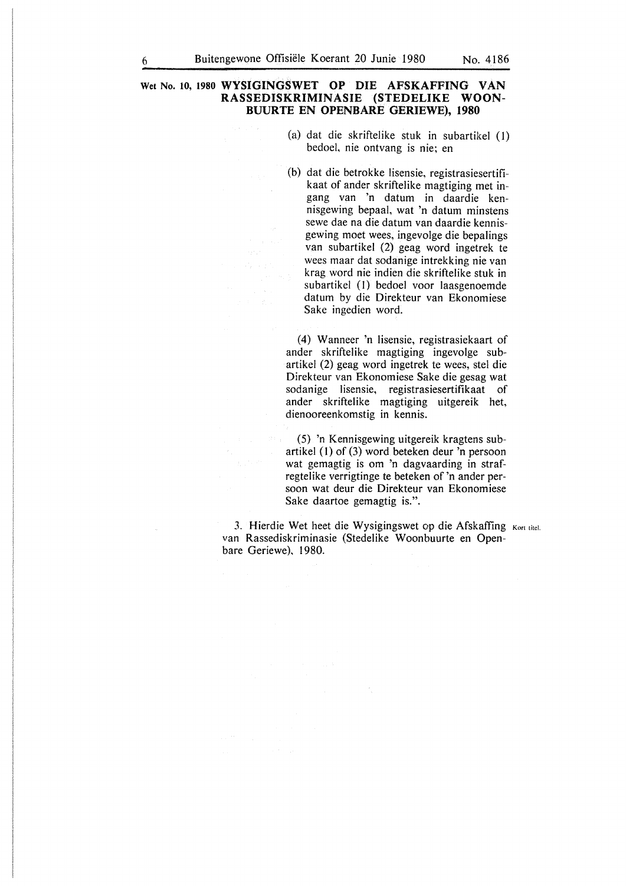**Wet No. 10, 1980 WYSIGINGSWET OP DIE AFSKAFFING VAN RASSEDISKRIMINASIE (STEDELIKE WOONBUURTE EN OPENBARE GERIEWE), 1980**

(a) dat die skriftelike stuk in subartikel (1) bedoel, nie ontvang is nie; en

(b) dat die betrokke lisensie, registrasiesertifikaat of ander skriftelike magtiging met ingang van 'n datum in daardie kennisgewing bepaal, wat 'n datum minstens sewe dae na die datum van daardie kennisgewing moet wees, ingevolge die bepalings van subartikel (2) geag word ingetrek te wees maar dat sodanige intrekking nie van krag word nie indien die skriftelike stuk in subartikel (1) bedoel voor laasgenoemde datum by die Direkteur van Ekonomiese Sake ingedien word.

(4) Wanneer 'n lisensie, registrasiekaart of ander skriftelike magtiging ingevolge subartikel (2) geag word ingetrek te wees, stel die Direkteur van Ekonomiese Sake die gesag wat sodanige lisensie, registrasiesertifikaat of ander skriftelike magtiging uitgereik het, dienooreenkomstig in kennis.

(5) 'n Kennisgewing uitgereik kragtens subartikel (1) of (3) word beteken deur 'n persoon wat gemagtig is om 'n dagvaarding in strafregtelike verrigtinge te beteken of 'n ander persoon wat deur die Direkteur van Ekonomiese Sake daartoe gemagtig is.".

Kort titel.

3. Hierdie Wet heet die Wysigingswet op die Afskaffing van Rassediskriminasie (Stedelike Woonbuurte en Openbare Geriewe), 1980.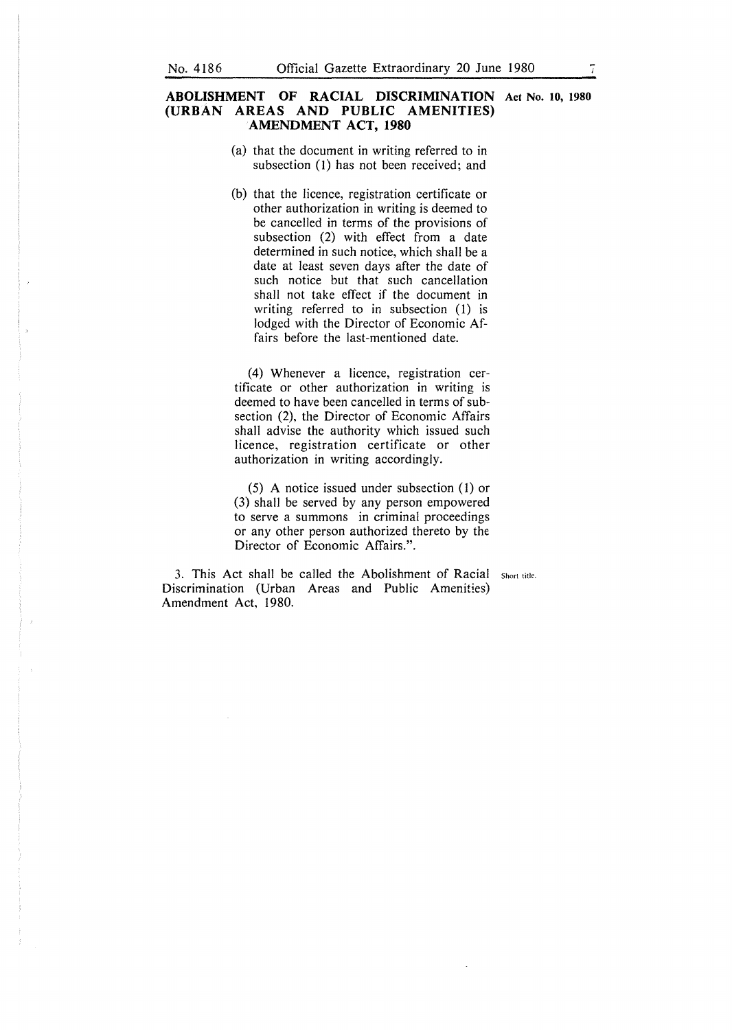**ABOLISHMENT OF RACIAL DISCRIMINATION (URBAN AREAS AND PUBLIC AMENITIES) AMENDMENT ACT, 1980** — Act No. 10, 1980

(a) that the document in writing referred to in subsection (1) has not been received; and

(b) that the licence, registration certificate or other authorization in writing is deemed to be cancelled in terms of the provisions of subsection (2) with effect from a date determined in such notice, which shall be a date at least seven days after the date of such notice but that such cancellation shall not take effect if the document in writing referred to in subsection (1) is lodged with the Director of Economic Affairs before the last-mentioned date.

(4) Whenever a licence, registration certificate or other authorization in writing is deemed to have been cancelled in terms of subsection (2), the Director of Economic Affairs shall advise the authority which issued such licence, registration certificate or other authorization in writing accordingly.

(5) A notice issued under subsection (1) or (3) shall be served by any person empowered to serve a summons in criminal proceedings or any other person authorized thereto by the Director of Economic Affairs.".

Short title.

3. This Act shall be called the Abolishment of Racial Discrimination (Urban Areas and Public Amenities) Amendment Act, 1980.